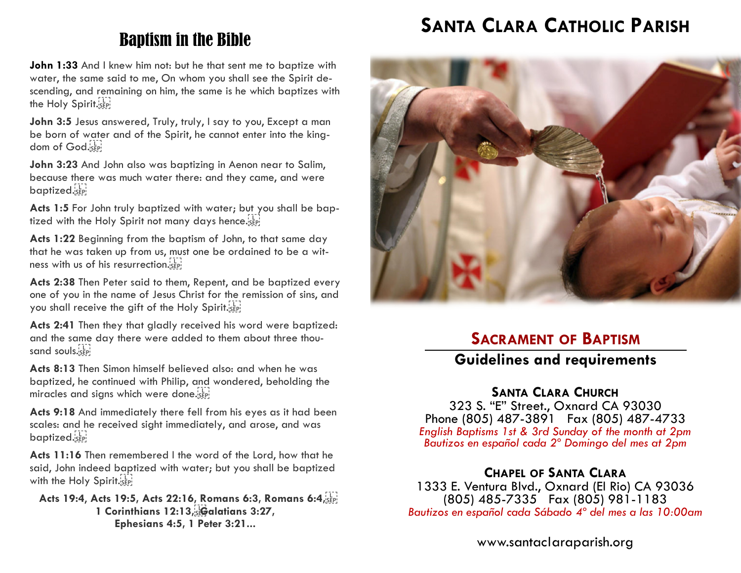## Baptism in the Bible

**John 1:33** And I knew him not: but he that sent me to baptize with water, the same said to me, On whom you shall see the Spirit descending, and remaining on him, the same is he which baptizes with the Holy Spirit.

**John 3:5** Jesus answered, Truly, truly, I say to you, Except a man be born of water and of the Spirit, he cannot enter into the kingdom of God.

**John 3:23** And John also was baptizing in Aenon near to Salim, because there was much water there: and they came, and were baptized.

**Acts 1:5** For John truly baptized with water; but you shall be baptized with the Holy Spirit not many days hence.

**Acts 1:22** Beginning from the baptism of John, to that same day that he was taken up from us, must one be ordained to be a witness with us of his resurrection.

**Acts 2:38** Then Peter said to them, Repent, and be baptized every one of you in the name of Jesus Christ for the remission of sins, and you shall receive the gift of the Holy Spirit.

**Acts 2:41** Then they that gladly received his word were baptized: and the same day there were added to them about three thousand souls.

**Acts 8:13** Then Simon himself believed also: and when he was baptized, he continued with Philip, and wondered, beholding the miracles and signs which were done.

**Acts 9:18** And immediately there fell from his eyes as it had been scales: and he received sight immediately, and arose, and was baptized.

**Acts 11:16** Then remembered I the word of the Lord, how that he said, John indeed baptized with water; but you shall be baptized with the Holy Spirit.

**Acts 19:4, Acts 19:5, Acts 22:16, Romans 6:3, Romans 6:4, 1 Corinthians 12:13, Galatians 3:27, Ephesians 4:5, 1 Peter 3:21...**

# Santa Clara Catholic Parish

## Sacrament of Baptism

### Guidelines and requirements

**Santa Clara Church**
323 S. "E" Street., Oxnard CA 93030
Phone (805) 487-3891 Fax (805) 487-4733
*English Baptisms 1st & 3rd Sunday of the month at 2pm*
*Bautizos en español cada 2° Domingo del mes at 2pm*

**Chapel of Santa Clara**
1333 E. Ventura Blvd., Oxnard (El Rio) CA 93036
(805) 485-7335 Fax (805) 981-1183
*Bautizos en español cada Sábado 4° del mes a las 10:00am*

www.santaclaraparish.org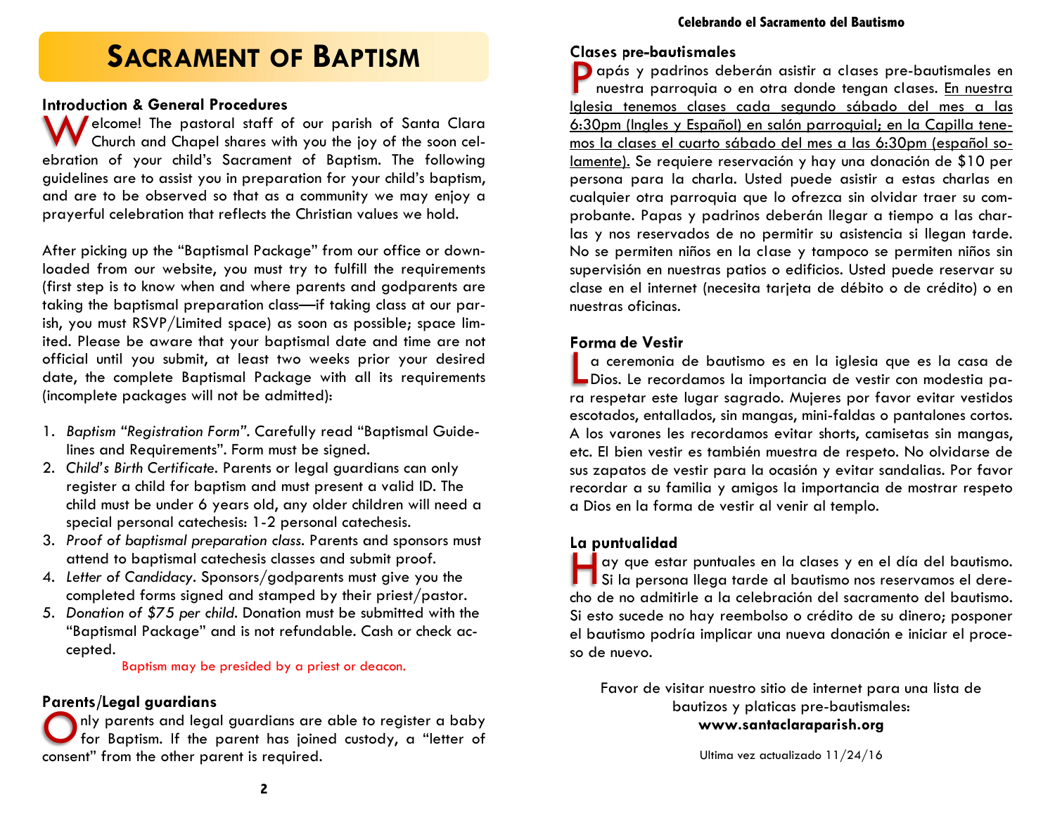# Sacrament of Baptism

## Introduction & General Procedures

Welcome! The pastoral staff of our parish of Santa Clara Church and Chapel shares with you the joy of the soon celebration of your child's Sacrament of Baptism. The following guidelines are to assist you in preparation for your child's baptism, and are to be observed so that as a community we may enjoy a prayerful celebration that reflects the Christian values we hold.

After picking up the "Baptismal Package" from our office or downloaded from our website, you must try to fulfill the requirements (first step is to know when and where parents and godparents are taking the baptismal preparation class—if taking class at our parish, you must RSVP/Limited space) as soon as possible; space limited. Please be aware that your baptismal date and time are not official until you submit, at least two weeks prior your desired date, the complete Baptismal Package with all its requirements (incomplete packages will not be admitted):

1. *Baptism "Registration Form"*. Carefully read "Baptismal Guidelines and Requirements". Form must be signed.
2. *Child's Birth Certificate*. Parents or legal guardians can only register a child for baptism and must present a valid ID. The child must be under 6 years old, any older children will need a special personal catechesis: 1-2 personal catechesis.
3. *Proof of baptismal preparation class*. Parents and sponsors must attend to baptismal catechesis classes and submit proof.
4. *Letter of Candidacy*. Sponsors/godparents must give you the completed forms signed and stamped by their priest/pastor.
5. *Donation of $75 per child*. Donation must be submitted with the "Baptismal Package" and is not refundable. Cash or check accepted.

Baptism may be presided by a priest or deacon.

## Parents/Legal guardians

Only parents and legal guardians are able to register a baby for Baptism. If the parent has joined custody, a "letter of consent" from the other parent is required.

## Celebrando el Sacramento del Bautismo

### Clases pre-bautismales

Papás y padrinos deberán asistir a clases pre-bautismales en nuestra parroquia o en otra donde tengan clases. <u>En nuestra Iglesia tenemos clases cada segundo sábado del mes a las 6:30pm (Ingles y Español) en salón parroquial; en la Capilla tenemos la clases el cuarto sábado del mes a las 6:30pm (español solamente).</u> Se requiere reservación y hay una donación de $10 per persona para la charla. Usted puede asistir a estas charlas en cualquier otra parroquia que lo ofrezca sin olvidar traer su comprobante. Papas y padrinos deberán llegar a tiempo a las charlas y nos reservados de no permitir su asistencia si llegan tarde. No se permiten niños en la clase y tampoco se permiten niños sin supervisión en nuestras patios o edificios. Usted puede reservar su clase en el internet (necesita tarjeta de débito o de crédito) o en nuestras oficinas.

### Forma de Vestir

La ceremonia de bautismo es en la iglesia que es la casa de Dios. Le recordamos la importancia de vestir con modestia para respetar este lugar sagrado. Mujeres por favor evitar vestidos escotados, entallados, sin mangas, mini-faldas o pantalones cortos. A los varones les recordamos evitar shorts, camisetas sin mangas, etc. El bien vestir es también muestra de respeto. No olvidarse de sus zapatos de vestir para la ocasión y evitar sandalias. Por favor recordar a su familia y amigos la importancia de mostrar respeto a Dios en la forma de vestir al venir al templo.

### La puntualidad

Hay que estar puntuales en la clases y en el día del bautismo. Si la persona llega tarde al bautismo nos reservamos el derecho de no admitirle a la celebración del sacramento del bautismo. Si esto sucede no hay reembolso o crédito de su dinero; posponer el bautismo podría implicar una nueva donación e iniciar el proceso de nuevo.

Favor de visitar nuestro sitio de internet para una lista de bautizos y platicas pre-bautismales:
**www.santaclaraparish.org**

Ultima vez actualizado 11/24/16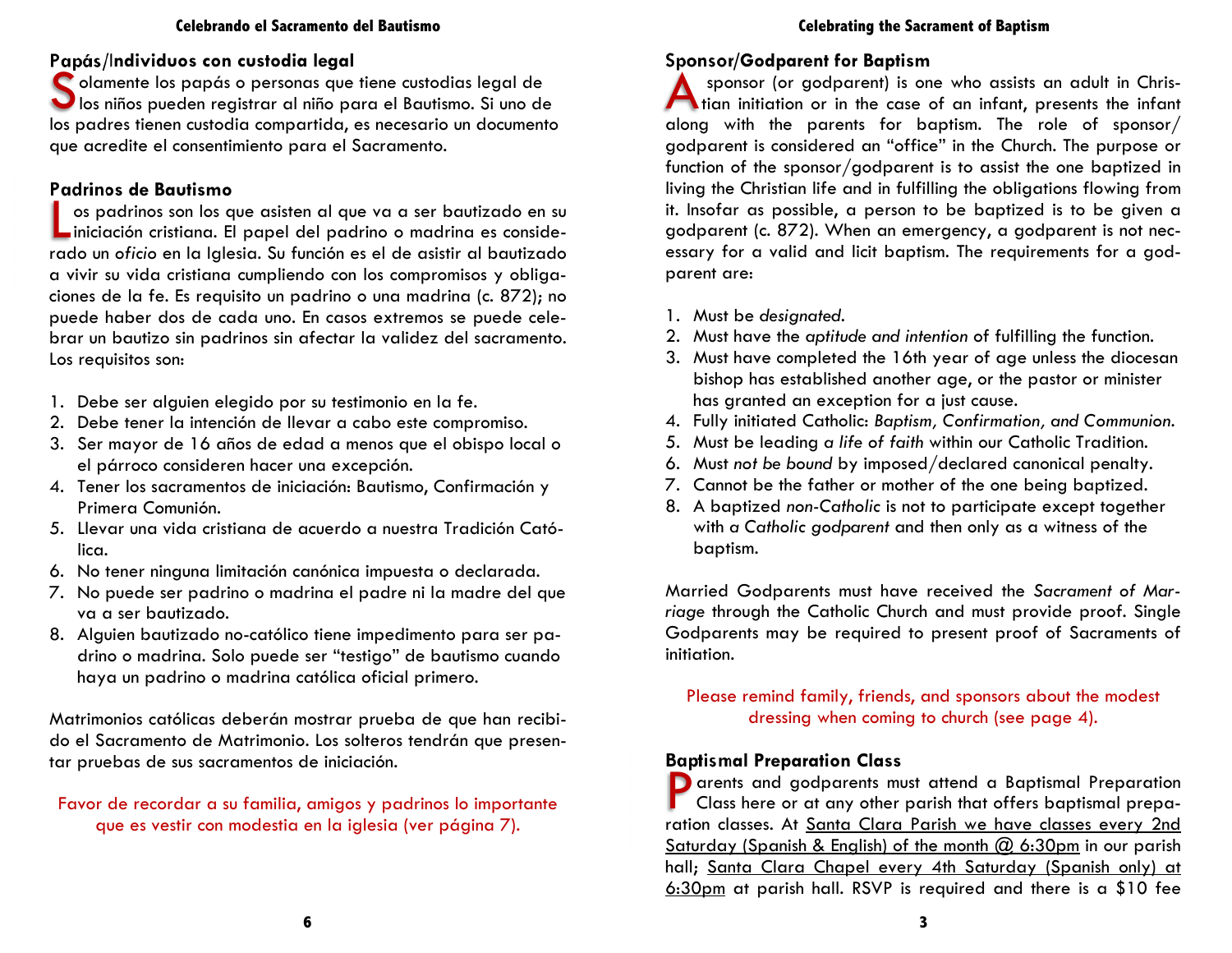## Papás/Individuos con custodia legal

Solamente los papás o personas que tiene custodias legal de los niños pueden registrar al niño para el Bautismo. Si uno de los padres tienen custodia compartida, es necesario un documento que acredite el consentimiento para el Sacramento.

## Padrinos de Bautismo

Los padrinos son los que asisten al que va a ser bautizado en su iniciación cristiana. El papel del padrino o madrina es considerado un *oficio* en la Iglesia. Su función es el de asistir al bautizado a vivir su vida cristiana cumpliendo con los compromisos y obligaciones de la fe. Es requisito un padrino o una madrina (c. 872); no puede haber dos de cada uno. En casos extremos se puede celebrar un bautizo sin padrinos sin afectar la validez del sacramento. Los requisitos son:

1. Debe ser alguien elegido por su testimonio en la fe.
2. Debe tener la intención de llevar a cabo este compromiso.
3. Ser mayor de 16 años de edad a menos que el obispo local o el párroco consideren hacer una excepción.
4. Tener los sacramentos de iniciación: Bautismo, Confirmación y Primera Comunión.
5. Llevar una vida cristiana de acuerdo a nuestra Tradición Católica.
6. No tener ninguna limitación canónica impuesta o declarada.
7. No puede ser padrino o madrina el padre ni la madre del que va a ser bautizado.
8. Alguien bautizado no-católico tiene impedimento para ser padrino o madrina. Solo puede ser "testigo" de bautismo cuando haya un padrino o madrina católica oficial primero.

Matrimonios católicas deberán mostrar prueba de que han recibido el Sacramento de Matrimonio. Los solteros tendrán que presentar pruebas de sus sacramentos de iniciación.

Favor de recordar a su familia, amigos y padrinos lo importante que es vestir con modestia en la iglesia (ver página 7).

## Sponsor/Godparent for Baptism

A sponsor (or godparent) is one who assists an adult in Christian initiation or in the case of an infant, presents the infant along with the parents for baptism. The role of sponsor/godparent is considered an "office" in the Church. The purpose or function of the sponsor/godparent is to assist the one baptized in living the Christian life and in fulfilling the obligations flowing from it. Insofar as possible, a person to be baptized is to be given a godparent (c. 872). When an emergency, a godparent is not necessary for a valid and licit baptism. The requirements for a godparent are:

1. Must be *designated*.
2. Must have the *aptitude and intention* of fulfilling the function.
3. Must have completed the 16th year of age unless the diocesan bishop has established another age, or the pastor or minister has granted an exception for a just cause.
4. Fully initiated Catholic: *Baptism, Confirmation, and Communion.*
5. Must be leading *a life of faith* within our Catholic Tradition.
6. Must *not be bound* by imposed/declared canonical penalty.
7. Cannot be the father or mother of the one being baptized.
8. A baptized *non-Catholic* is not to participate except together with *a Catholic godparent* and then only as a witness of the baptism.

Married Godparents must have received the *Sacrament of Marriage* through the Catholic Church and must provide proof. Single Godparents may be required to present proof of Sacraments of initiation.

Please remind family, friends, and sponsors about the modest dressing when coming to church (see page 4).

## Baptismal Preparation Class

Parents and godparents must attend a Baptismal Preparation Class here or at any other parish that offers baptismal preparation classes. At Santa Clara Parish we have classes every 2nd Saturday (Spanish & English) of the month @ 6:30pm in our parish hall; Santa Clara Chapel every 4th Saturday (Spanish only) at 6:30pm at parish hall. RSVP is required and there is a $10 fee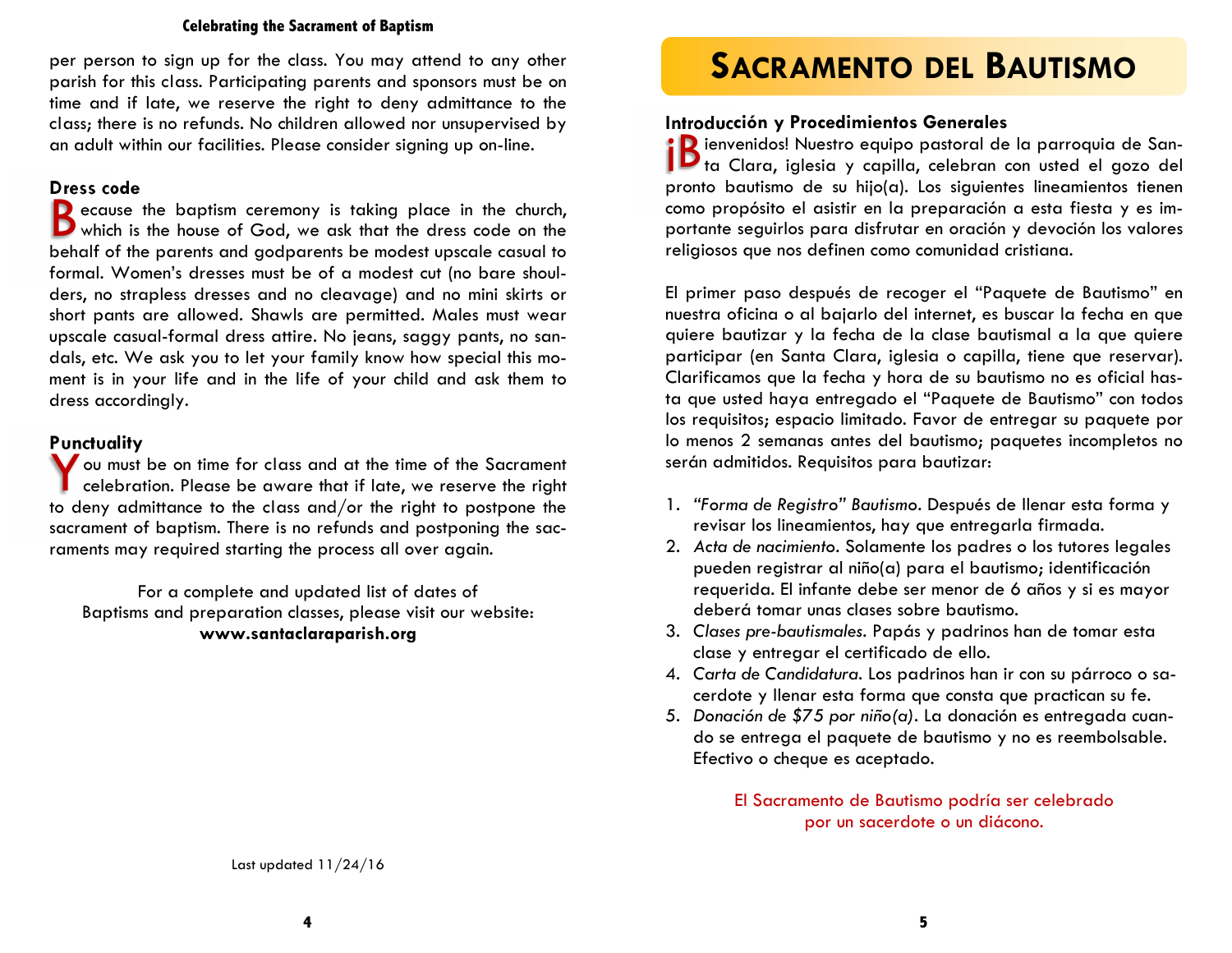per person to sign up for the class. You may attend to any other parish for this class. Participating parents and sponsors must be on time and if late, we reserve the right to deny admittance to the class; there is no refunds. No children allowed nor unsupervised by an adult within our facilities. Please consider signing up on-line.

### Dress code

Because the baptism ceremony is taking place in the church, which is the house of God, we ask that the dress code on the behalf of the parents and godparents be modest upscale casual to formal. Women's dresses must be of a modest cut (no bare shoulders, no strapless dresses and no cleavage) and no mini skirts or short pants are allowed. Shawls are permitted. Males must wear upscale casual-formal dress attire. No jeans, saggy pants, no sandals, etc. We ask you to let your family know how special this moment is in your life and in the life of your child and ask them to dress accordingly.

### Punctuality

You must be on time for class and at the time of the Sacrament celebration. Please be aware that if late, we reserve the right to deny admittance to the class and/or the right to postpone the sacrament of baptism. There is no refunds and postponing the sacraments may required starting the process all over again.

For a complete and updated list of dates of
Baptisms and preparation classes, please visit our website:
**www.santaclaraparish.org**

Last updated 11/24/16

# Sacramento del Bautismo

### Introducción y Procedimientos Generales

¡Bienvenidos! Nuestro equipo pastoral de la parroquia de Santa Clara, iglesia y capilla, celebran con usted el gozo del pronto bautismo de su hijo(a). Los siguientes lineamientos tienen como propósito el asistir en la preparación a esta fiesta y es importante seguirlos para disfrutar en oración y devoción los valores religiosos que nos definen como comunidad cristiana.

El primer paso después de recoger el "Paquete de Bautismo" en nuestra oficina o al bajarlo del internet, es buscar la fecha en que quiere bautizar y la fecha de la clase bautismal a la que quiere participar (en Santa Clara, iglesia o capilla, tiene que reservar). Clarificamos que la fecha y hora de su bautismo no es oficial hasta que usted haya entregado el "Paquete de Bautismo" con todos los requisitos; espacio limitado. Favor de entregar su paquete por lo menos 2 semanas antes del bautismo; paquetes incompletos no serán admitidos. Requisitos para bautizar:

1. *"Forma de Registro" Bautismo*. Después de llenar esta forma y revisar los lineamientos, hay que entregarla firmada.
2. *Acta de nacimiento*. Solamente los padres o los tutores legales pueden registrar al niño(a) para el bautismo; identificación requerida. El infante debe ser menor de 6 años y si es mayor deberá tomar unas clases sobre bautismo.
3. *Clases pre-bautismales*. Papás y padrinos han de tomar esta clase y entregar el certificado de ello.
4. *Carta de Candidatura*. Los padrinos han ir con su párroco o sacerdote y llenar esta forma que consta que practican su fe.
5. *Donación de $75 por niño(a)*. La donación es entregada cuando se entrega el paquete de bautismo y no es reembolsable. Efectivo o cheque es aceptado.

El Sacramento de Bautismo podría ser celebrado
por un sacerdote o un diácono.